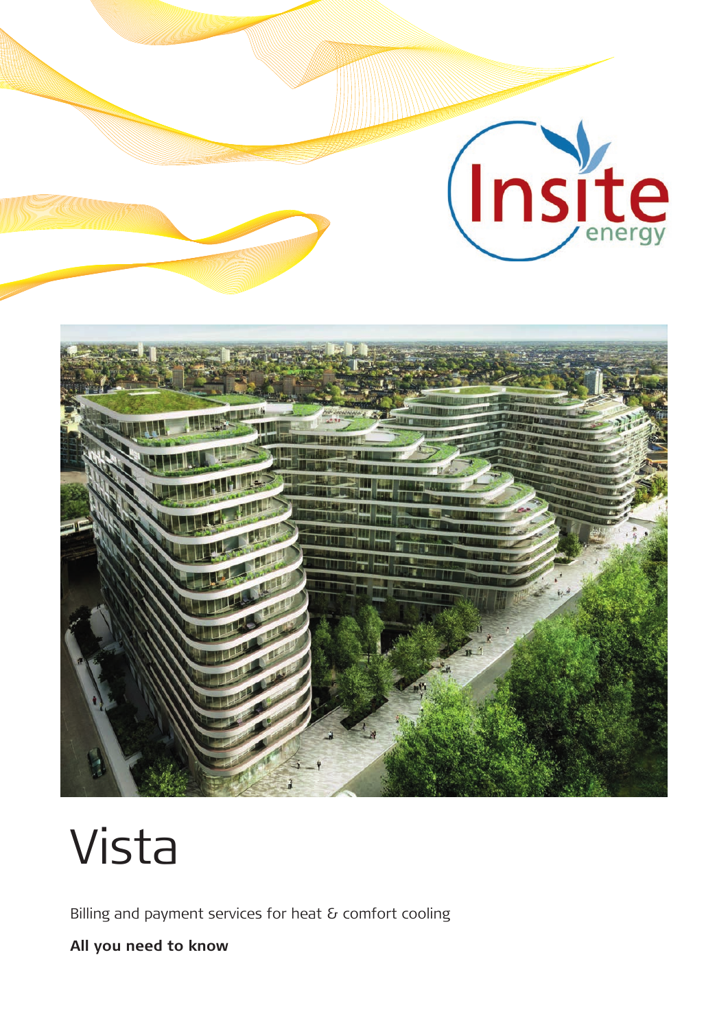Insite energy

# Vista

Billing and payment services for heat & comfort cooling

**All you need to know**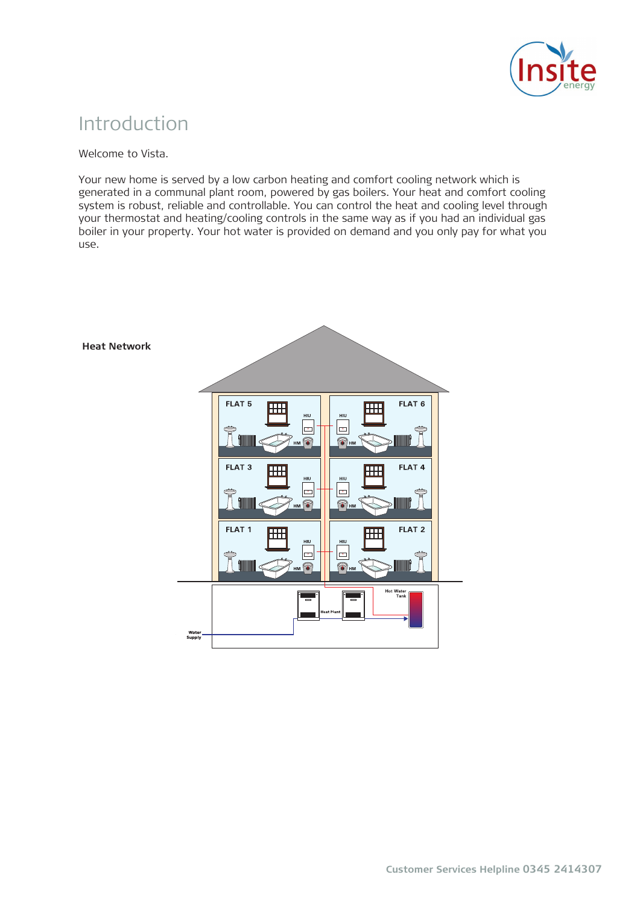# Introduction

Welcome to Vista.

Your new home is served by a low carbon heating and comfort cooling network which is generated in a communal plant room, powered by gas boilers. Your heat and comfort cooling system is robust, reliable and controllable. You can control the heat and cooling level through your thermostat and heating/cooling controls in the same way as if you had an individual gas boiler in your property. Your hot water is provided on demand and you only pay for what you use.

**Heat Network**

FLAT 5 FLAT 6 FLAT 3 FLAT 4 FLAT 1 FLAT 2 HIU HM Heat Plant Hot Water Tank Water Supply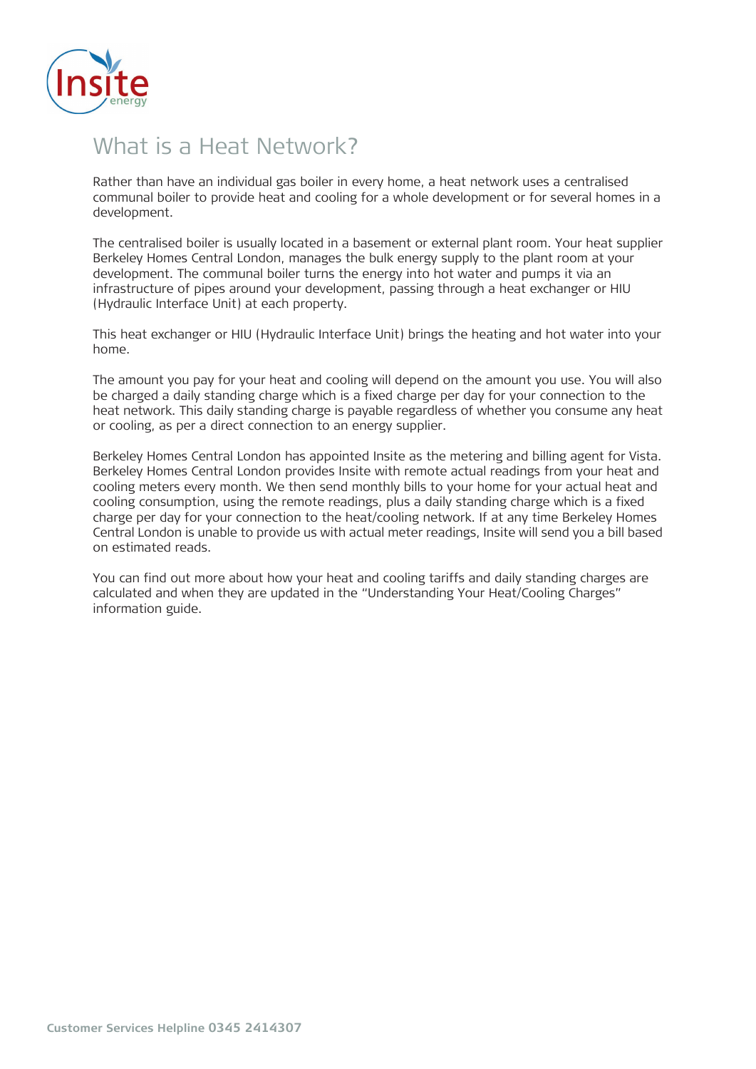# What is a Heat Network?

Rather than have an individual gas boiler in every home, a heat network uses a centralised communal boiler to provide heat and cooling for a whole development or for several homes in a development.

The centralised boiler is usually located in a basement or external plant room. Your heat supplier Berkeley Homes Central London, manages the bulk energy supply to the plant room at your development. The communal boiler turns the energy into hot water and pumps it via an infrastructure of pipes around your development, passing through a heat exchanger or HIU (Hydraulic Interface Unit) at each property.

This heat exchanger or HIU (Hydraulic Interface Unit) brings the heating and hot water into your home.

The amount you pay for your heat and cooling will depend on the amount you use. You will also be charged a daily standing charge which is a fixed charge per day for your connection to the heat network. This daily standing charge is payable regardless of whether you consume any heat or cooling, as per a direct connection to an energy supplier.

Berkeley Homes Central London has appointed Insite as the metering and billing agent for Vista. Berkeley Homes Central London provides Insite with remote actual readings from your heat and cooling meters every month. We then send monthly bills to your home for your actual heat and cooling consumption, using the remote readings, plus a daily standing charge which is a fixed charge per day for your connection to the heat/cooling network. If at any time Berkeley Homes Central London is unable to provide us with actual meter readings, Insite will send you a bill based on estimated reads.

You can find out more about how your heat and cooling tariffs and daily standing charges are calculated and when they are updated in the "Understanding Your Heat/Cooling Charges" information guide.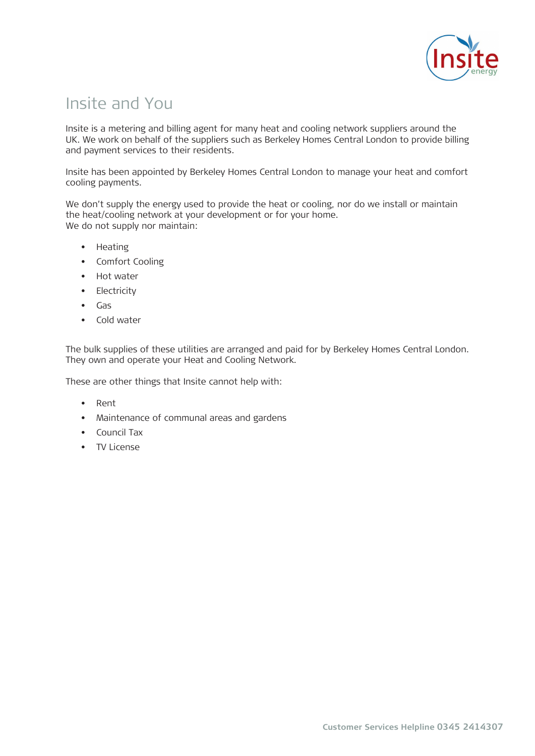# Insite and You

Insite is a metering and billing agent for many heat and cooling network suppliers around the UK. We work on behalf of the suppliers such as Berkeley Homes Central London to provide billing and payment services to their residents.

Insite has been appointed by Berkeley Homes Central London to manage your heat and comfort cooling payments.

We don't supply the energy used to provide the heat or cooling, nor do we install or maintain the heat/cooling network at your development or for your home.
We do not supply nor maintain:

- Heating
- Comfort Cooling
- Hot water
- Electricity
- Gas
- Cold water

The bulk supplies of these utilities are arranged and paid for by Berkeley Homes Central London. They own and operate your Heat and Cooling Network.

These are other things that Insite cannot help with:

- Rent
- Maintenance of communal areas and gardens
- Council Tax
- TV License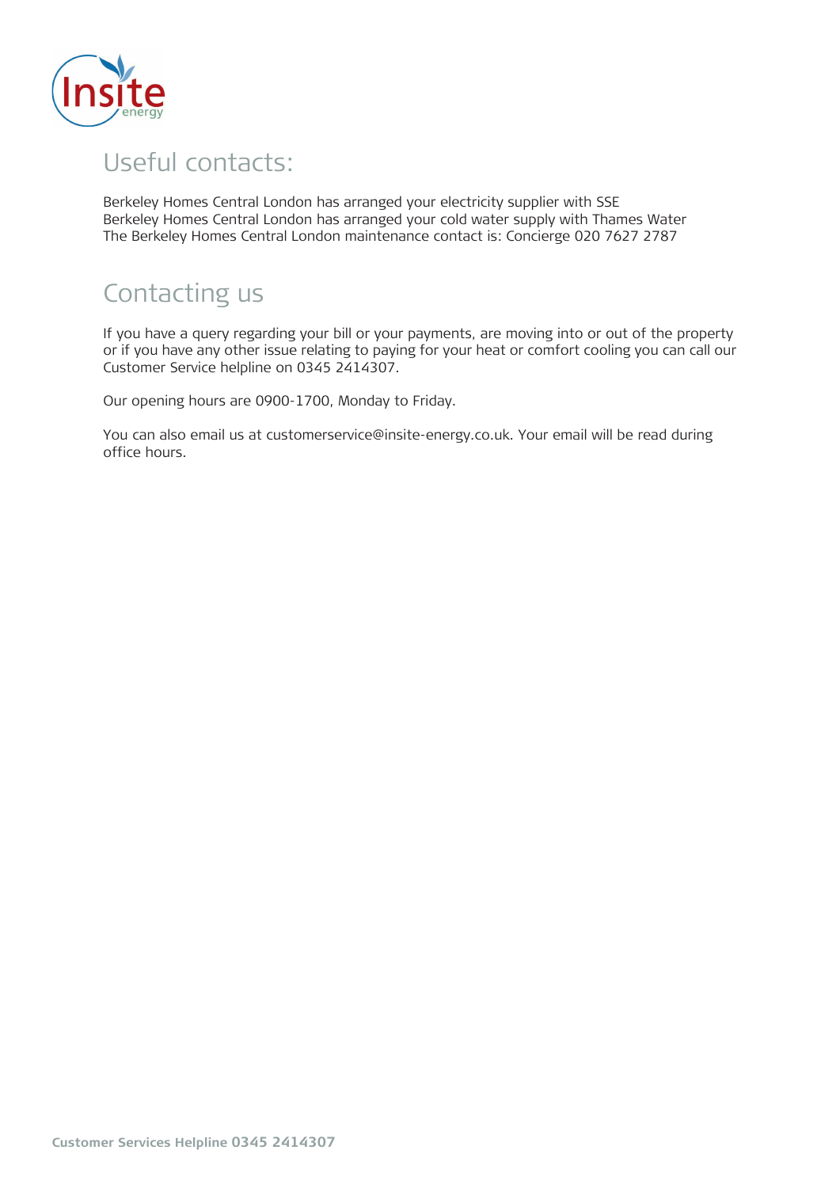## Useful contacts:

Berkeley Homes Central London has arranged your electricity supplier with SSE
Berkeley Homes Central London has arranged your cold water supply with Thames Water
The Berkeley Homes Central London maintenance contact is: Concierge 020 7627 2787

## Contacting us

If you have a query regarding your bill or your payments, are moving into or out of the property or if you have any other issue relating to paying for your heat or comfort cooling you can call our Customer Service helpline on 0345 2414307.

Our opening hours are 0900-1700, Monday to Friday.

You can also email us at customerservice@insite-energy.co.uk. Your email will be read during office hours.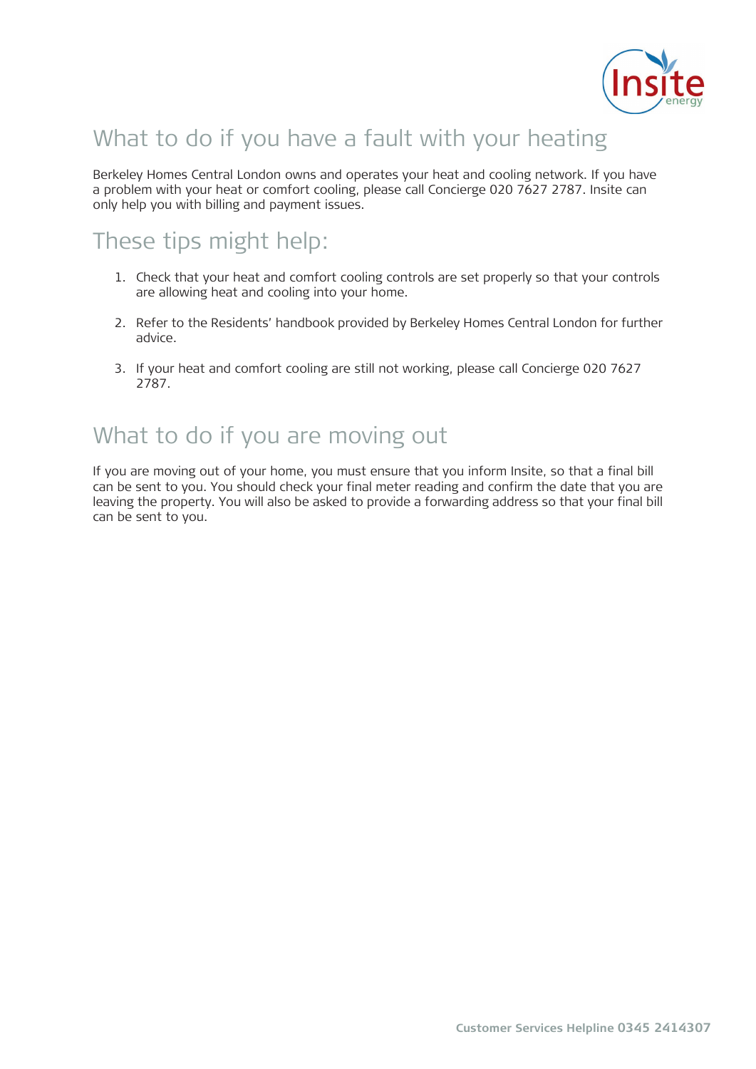# What to do if you have a fault with your heating

Berkeley Homes Central London owns and operates your heat and cooling network. If you have a problem with your heat or comfort cooling, please call Concierge 020 7627 2787. Insite can only help you with billing and payment issues.

## These tips might help:

1. Check that your heat and comfort cooling controls are set properly so that your controls are allowing heat and cooling into your home.
2. Refer to the Residents' handbook provided by Berkeley Homes Central London for further advice.
3. If your heat and comfort cooling are still not working, please call Concierge 020 7627 2787.

## What to do if you are moving out

If you are moving out of your home, you must ensure that you inform Insite, so that a final bill can be sent to you. You should check your final meter reading and confirm the date that you are leaving the property. You will also be asked to provide a forwarding address so that your final bill can be sent to you.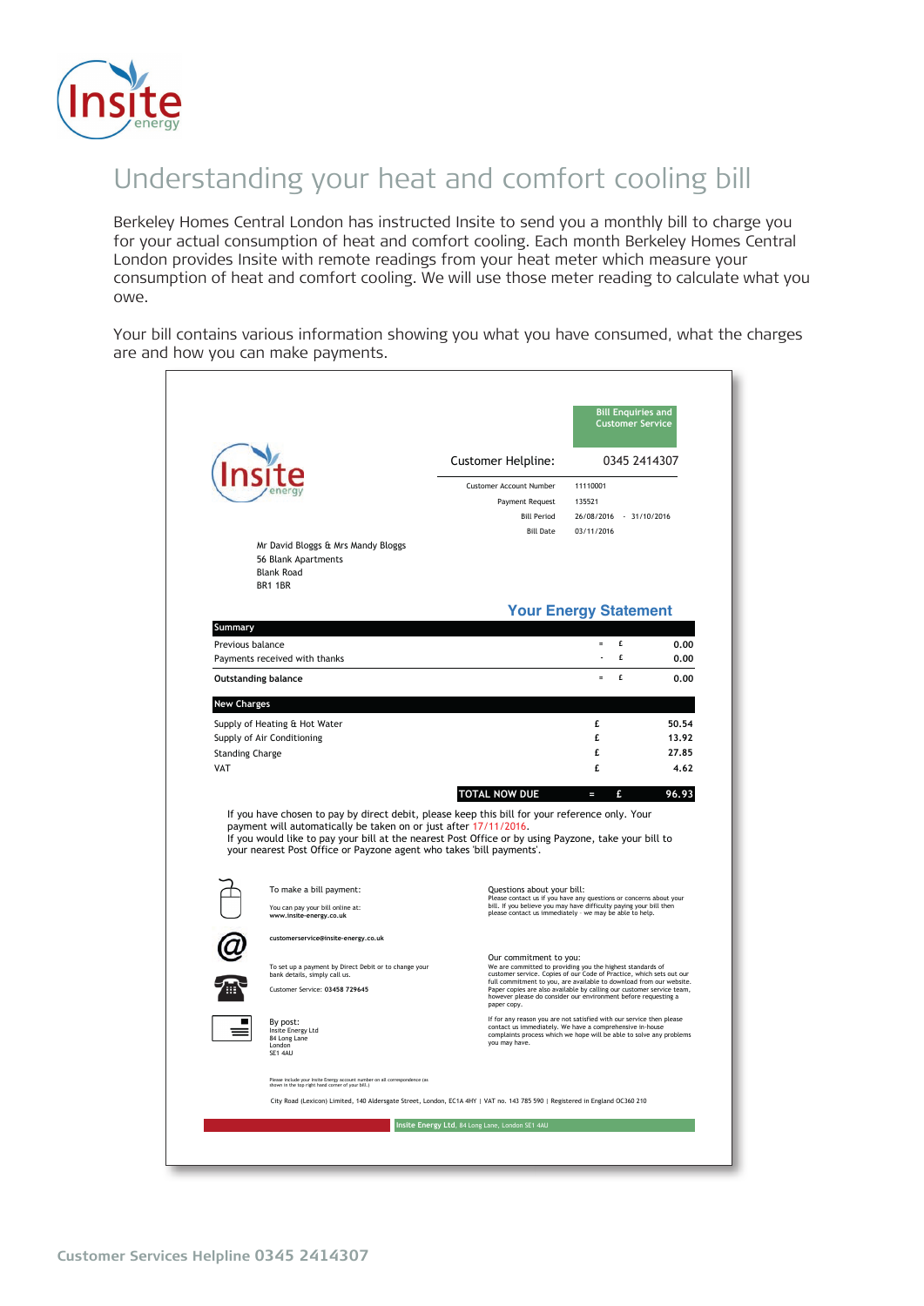# Understanding your heat and comfort cooling bill

Berkeley Homes Central London has instructed Insite to send you a monthly bill to charge you for your actual consumption of heat and comfort cooling. Each month Berkeley Homes Central London provides Insite with remote readings from your heat meter which measure your consumption of heat and comfort cooling. We will use those meter reading to calculate what you owe.

Your bill contains various information showing you what you have consumed, what the charges are and how you can make payments.

---

**Bill Enquiries and Customer Service**

Customer Helpline: 0345 2414307

| | |
|---|---|
| Customer Account Number | 11110001 |
| Payment Request | 135521 |
| Bill Period | 26/08/2016 - 31/10/2016 |
| Bill Date | 03/11/2016 |

Mr David Bloggs & Mrs Mandy Bloggs
56 Blank Apartments
Blank Road
BR1 1BR

## Your Energy Statement

| Summary | | | |
|---|---|---|---|
| Previous balance | = | £ | 0.00 |
| Payments received with thanks | - | £ | 0.00 |
| **Outstanding balance** | = | £ | 0.00 |

| New Charges | | |
|---|---|---|
| Supply of Heating & Hot Water | £ | 50.54 |
| Supply of Air Conditioning | £ | 13.92 |
| Standing Charge | £ | 27.85 |
| VAT | £ | 4.62 |
| **TOTAL NOW DUE** = | £ | **96.93** |

If you have chosen to pay by direct debit, please keep this bill for your reference only. Your payment will automatically be taken on or just after 17/11/2016.
If you would like to pay your bill at the nearest Post Office or by using Payzone, take your bill to your nearest Post Office or Payzone agent who takes 'bill payments'.

To make a bill payment:

You can pay your bill online at:
**www.insite-energy.co.uk**

**customerservice@insite-energy.co.uk**

To set up a payment by Direct Debit or to change your bank details, simply call us.

Customer Service: **03458 729645**

By post:
Insite Energy Ltd
84 Long Lane
London
SE1 4AU

Please include your Insite Energy account number on all correspondence (as shown in the top right hand corner of your bill.)

Questions about your bill:
Please contact us if you have any questions or concerns about your bill. If you believe you may have difficulty paying your bill then please contact us immediately - we may be able to help.

Our commitment to you:
We are committed to providing you the highest standards of customer service. Copies of our Code of Practice, which sets out our full commitment to you, are available to download from our website. Paper copies are also available by calling our customer service team, however please do consider our environment before requesting a paper copy.

If for any reason you are not satisfied with our service then please contact us immediately. We have a comprehensive in-house complaints process which we hope will be able to solve any problems you may have.

City Road (Lexicon) Limited, 140 Aldersgate Street, London, EC1A 4HY | VAT no. 143 785 590 | Registered in England OC360 210

**Insite Energy Ltd**, 84 Long Lane, London SE1 4AU

---

**Customer Services Helpline 0345 2414307**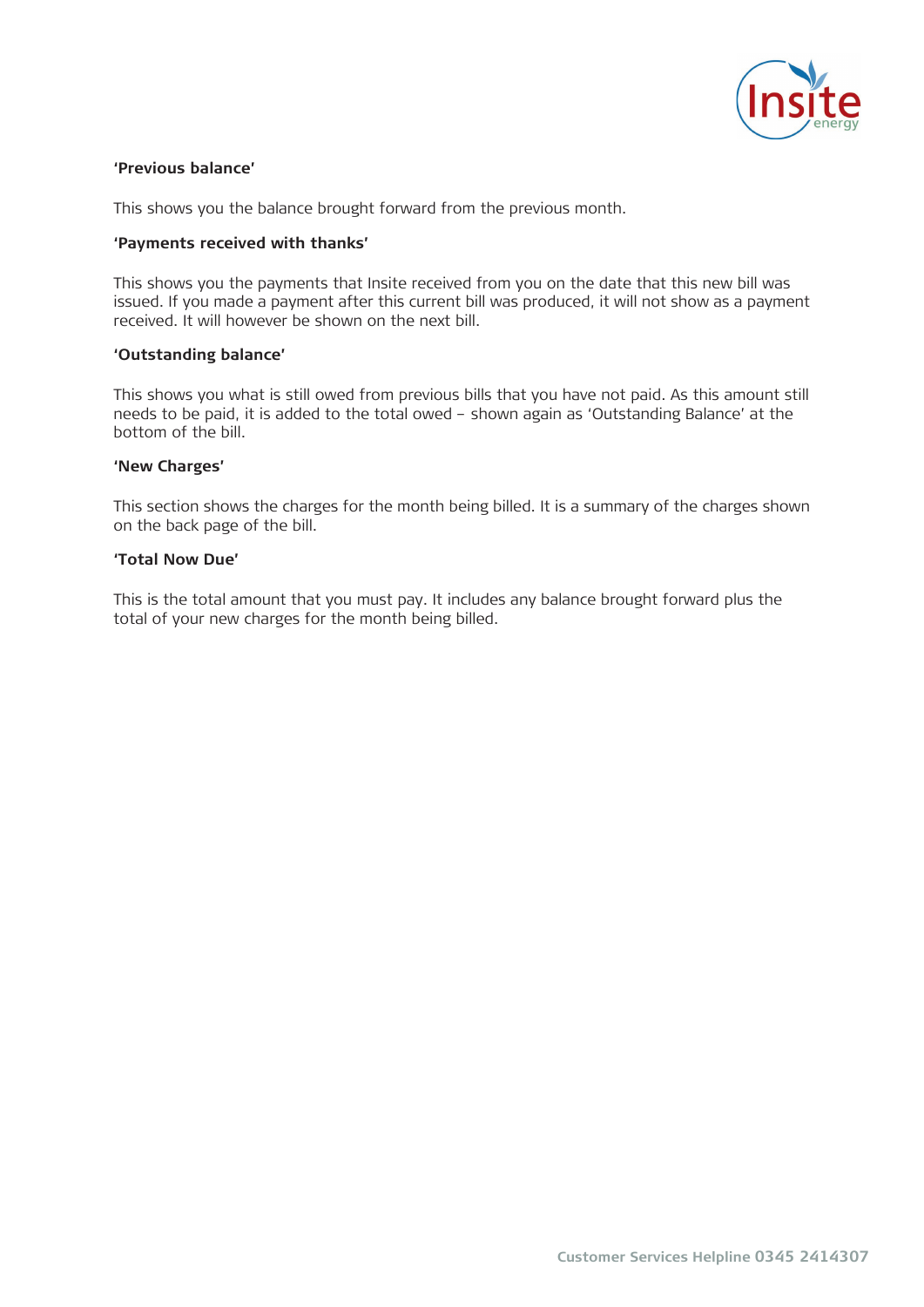**'Previous balance'**

This shows you the balance brought forward from the previous month.

**'Payments received with thanks'**

This shows you the payments that Insite received from you on the date that this new bill was issued. If you made a payment after this current bill was produced, it will not show as a payment received. It will however be shown on the next bill.

**'Outstanding balance'**

This shows you what is still owed from previous bills that you have not paid. As this amount still needs to be paid, it is added to the total owed – shown again as 'Outstanding Balance' at the bottom of the bill.

**'New Charges'**

This section shows the charges for the month being billed. It is a summary of the charges shown on the back page of the bill.

**'Total Now Due'**

This is the total amount that you must pay. It includes any balance brought forward plus the total of your new charges for the month being billed.

**Customer Services Helpline 0345 2414307**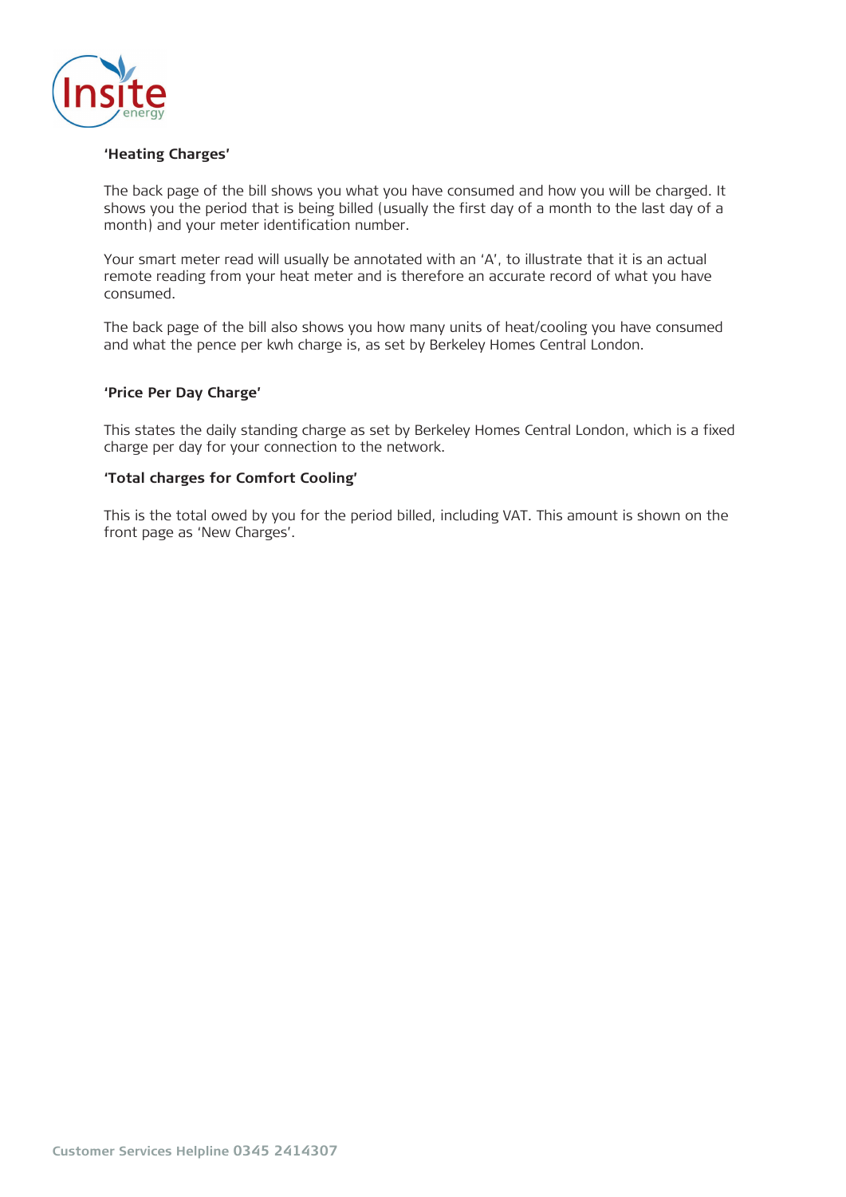**'Heating Charges'**

The back page of the bill shows you what you have consumed and how you will be charged. It shows you the period that is being billed (usually the first day of a month to the last day of a month) and your meter identification number.

Your smart meter read will usually be annotated with an 'A', to illustrate that it is an actual remote reading from your heat meter and is therefore an accurate record of what you have consumed.

The back page of the bill also shows you how many units of heat/cooling you have consumed and what the pence per kwh charge is, as set by Berkeley Homes Central London.

**'Price Per Day Charge'**

This states the daily standing charge as set by Berkeley Homes Central London, which is a fixed charge per day for your connection to the network.

**'Total charges for Comfort Cooling'**

This is the total owed by you for the period billed, including VAT. This amount is shown on the front page as 'New Charges'.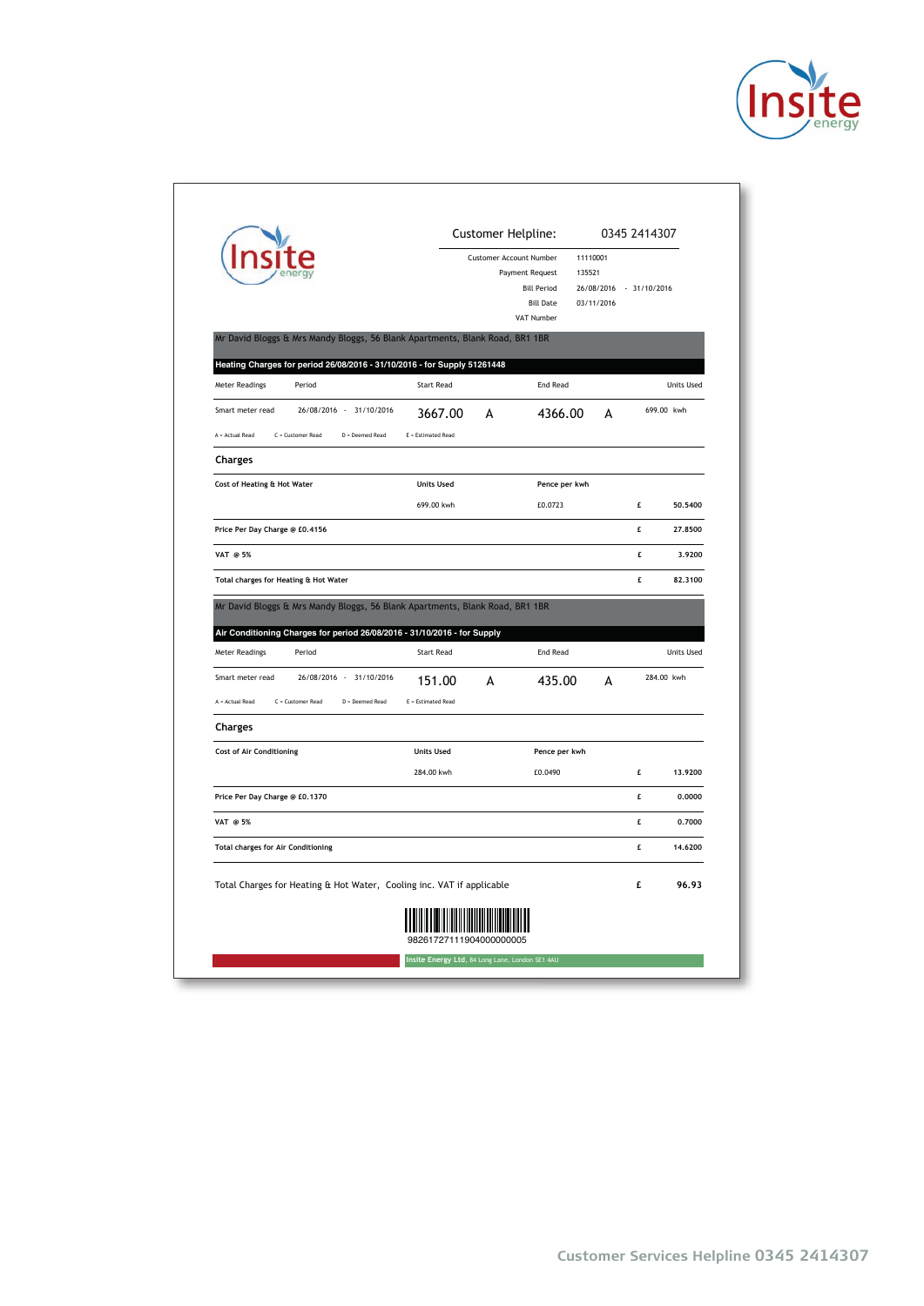Customer Helpline: 0345 2414307

| | |
|---|---|
| Customer Account Number | 11110001 |
| Payment Request | 135521 |
| Bill Period | 26/08/2016 - 31/10/2016 |
| Bill Date | 03/11/2016 |
| VAT Number | |

Mr David Bloggs & Mrs Mandy Bloggs, 56 Blank Apartments, Blank Road, BR1 1BR

**Heating Charges for period 26/08/2016 - 31/10/2016 - for Supply 51261448**

| Meter Readings | Period | Start Read | | End Read | | Units Used |
|---|---|---|---|---|---|---|
| Smart meter read | 26/08/2016 - 31/10/2016 | 3667.00 | A | 4366.00 | A | 699.00 kwh |

A = Actual Read C = Customer Read D = Deemed Read E = Estimated Read

**Charges**

| Cost of Heating & Hot Water | Units Used | Pence per kwh | | |
|---|---|---|---|---|
| | 699.00 kwh | £0.0723 | £ | 50.5400 |
| Price Per Day Charge @ £0.4156 | | | £ | 27.8500 |
| VAT @ 5% | | | £ | 3.9200 |
| Total charges for Heating & Hot Water | | | £ | 82.3100 |

Mr David Bloggs & Mrs Mandy Bloggs, 56 Blank Apartments, Blank Road, BR1 1BR

**Air Conditioning Charges for period 26/08/2016 - 31/10/2016 - for Supply**

| Meter Readings | Period | Start Read | | End Read | | Units Used |
|---|---|---|---|---|---|---|
| Smart meter read | 26/08/2016 - 31/10/2016 | 151.00 | A | 435.00 | A | 284.00 kwh |

A = Actual Read C = Customer Read D = Deemed Read E = Estimated Read

**Charges**

| Cost of Air Conditioning | Units Used | Pence per kwh | | |
|---|---|---|---|---|
| | 284.00 kwh | £0.0490 | £ | 13.9200 |
| Price Per Day Charge @ £0.1370 | | | £ | 0.0000 |
| VAT @ 5% | | | £ | 0.7000 |
| Total charges for Air Conditioning | | | £ | 14.6200 |

Total Charges for Heating & Hot Water, Cooling inc. VAT if applicable £ **96.93**

98261727111904000000005

**Insite Energy Ltd**, 84 Long Lane, London SE1 4AU

Customer Services Helpline 0345 2414307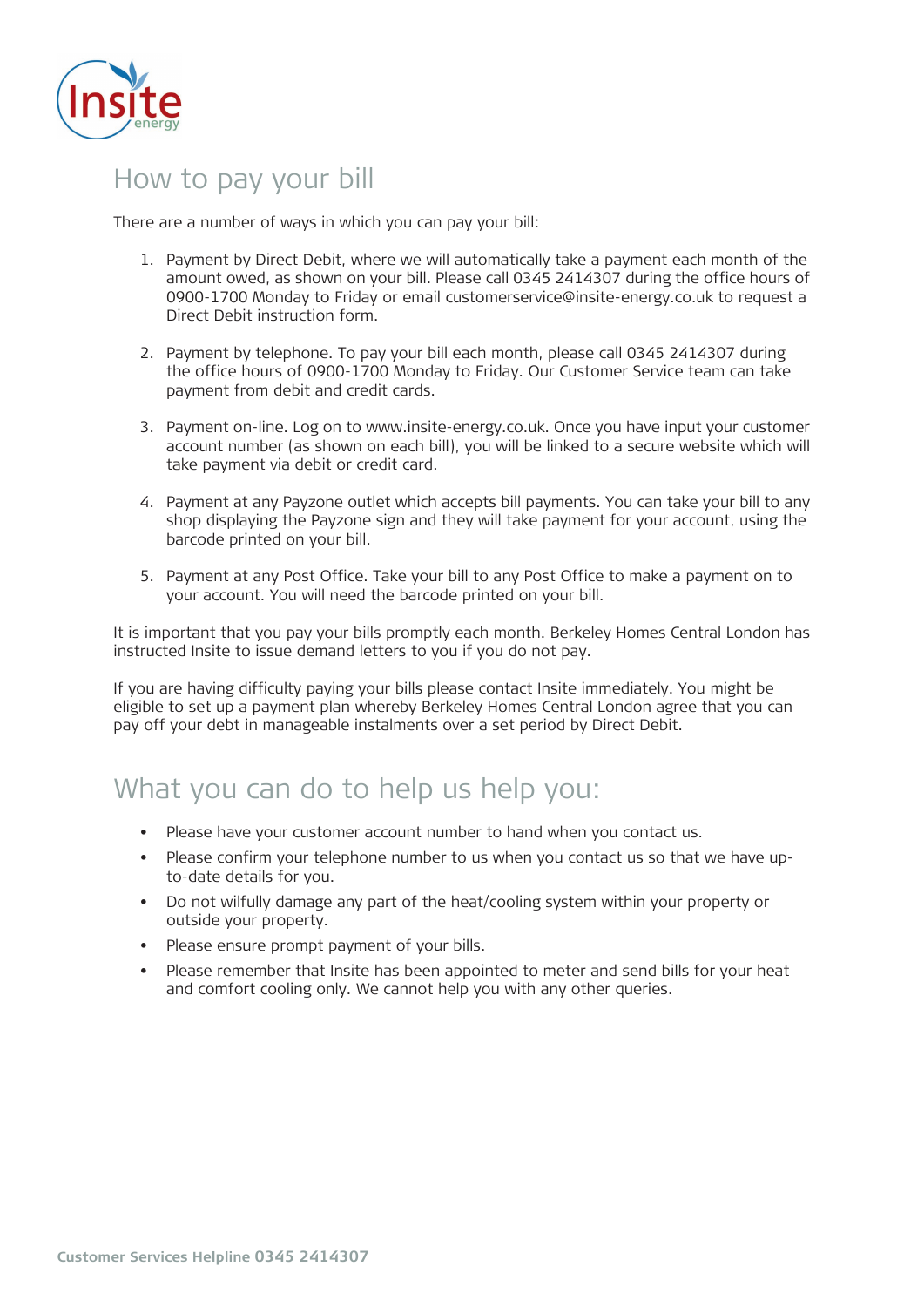# How to pay your bill

There are a number of ways in which you can pay your bill:

1. Payment by Direct Debit, where we will automatically take a payment each month of the amount owed, as shown on your bill. Please call 0345 2414307 during the office hours of 0900-1700 Monday to Friday or email customerservice@insite-energy.co.uk to request a Direct Debit instruction form.

2. Payment by telephone. To pay your bill each month, please call 0345 2414307 during the office hours of 0900-1700 Monday to Friday. Our Customer Service team can take payment from debit and credit cards.

3. Payment on-line. Log on to www.insite-energy.co.uk. Once you have input your customer account number (as shown on each bill), you will be linked to a secure website which will take payment via debit or credit card.

4. Payment at any Payzone outlet which accepts bill payments. You can take your bill to any shop displaying the Payzone sign and they will take payment for your account, using the barcode printed on your bill.

5. Payment at any Post Office. Take your bill to any Post Office to make a payment on to your account. You will need the barcode printed on your bill.

It is important that you pay your bills promptly each month. Berkeley Homes Central London has instructed Insite to issue demand letters to you if you do not pay.

If you are having difficulty paying your bills please contact Insite immediately. You might be eligible to set up a payment plan whereby Berkeley Homes Central London agree that you can pay off your debt in manageable instalments over a set period by Direct Debit.

# What you can do to help us help you:

- Please have your customer account number to hand when you contact us.
- Please confirm your telephone number to us when you contact us so that we have up-to-date details for you.
- Do not wilfully damage any part of the heat/cooling system within your property or outside your property.
- Please ensure prompt payment of your bills.
- Please remember that Insite has been appointed to meter and send bills for your heat and comfort cooling only. We cannot help you with any other queries.

**Customer Services Helpline 0345 2414307**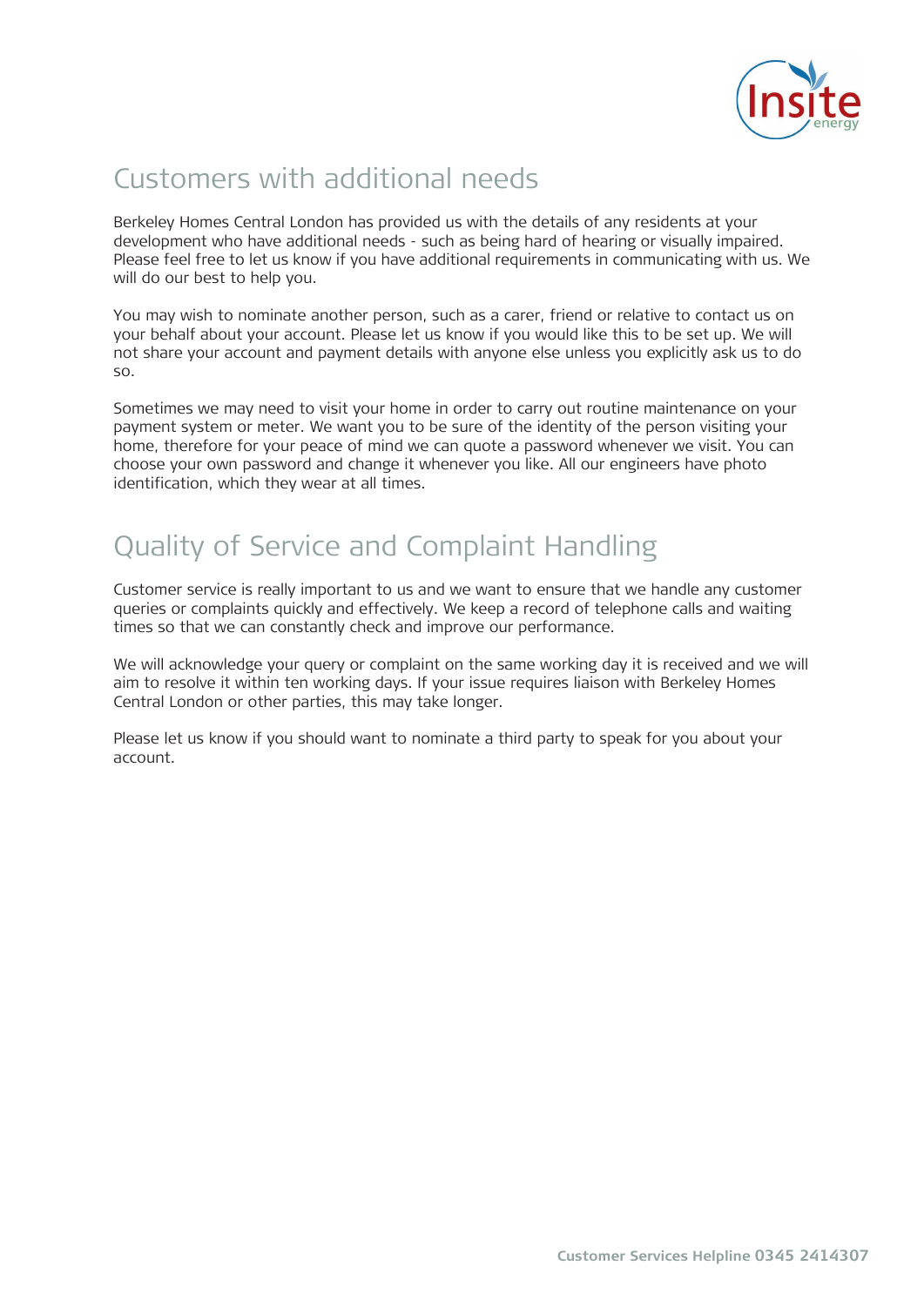## Customers with additional needs

Berkeley Homes Central London has provided us with the details of any residents at your development who have additional needs - such as being hard of hearing or visually impaired. Please feel free to let us know if you have additional requirements in communicating with us. We will do our best to help you.

You may wish to nominate another person, such as a carer, friend or relative to contact us on your behalf about your account. Please let us know if you would like this to be set up. We will not share your account and payment details with anyone else unless you explicitly ask us to do so.

Sometimes we may need to visit your home in order to carry out routine maintenance on your payment system or meter. We want you to be sure of the identity of the person visiting your home, therefore for your peace of mind we can quote a password whenever we visit. You can choose your own password and change it whenever you like. All our engineers have photo identification, which they wear at all times.

## Quality of Service and Complaint Handling

Customer service is really important to us and we want to ensure that we handle any customer queries or complaints quickly and effectively. We keep a record of telephone calls and waiting times so that we can constantly check and improve our performance.

We will acknowledge your query or complaint on the same working day it is received and we will aim to resolve it within ten working days. If your issue requires liaison with Berkeley Homes Central London or other parties, this may take longer.

Please let us know if you should want to nominate a third party to speak for you about your account.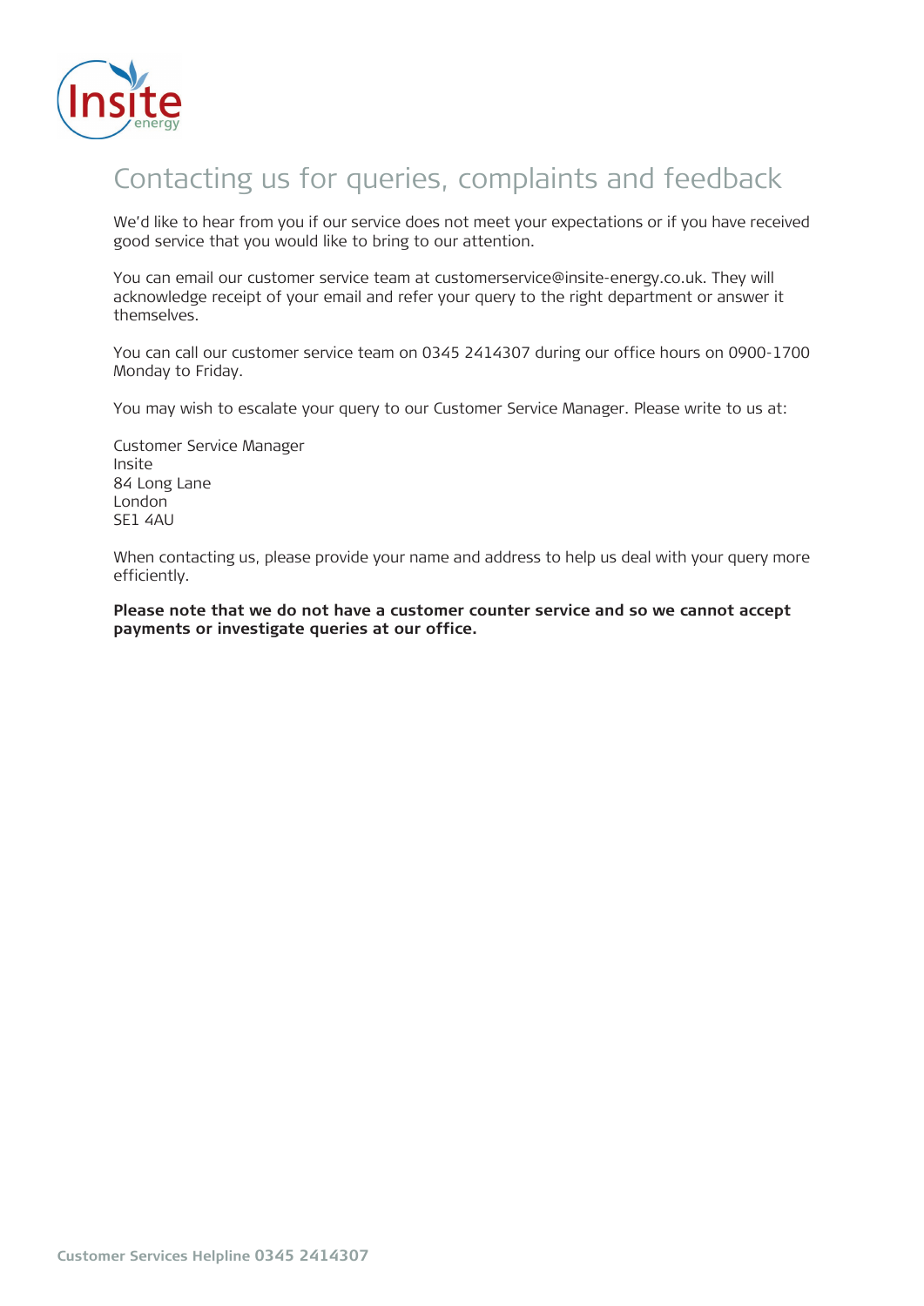# Contacting us for queries, complaints and feedback

We'd like to hear from you if our service does not meet your expectations or if you have received good service that you would like to bring to our attention.

You can email our customer service team at customerservice@insite-energy.co.uk. They will acknowledge receipt of your email and refer your query to the right department or answer it themselves.

You can call our customer service team on 0345 2414307 during our office hours on 0900-1700 Monday to Friday.

You may wish to escalate your query to our Customer Service Manager. Please write to us at:

Customer Service Manager  
Insite  
84 Long Lane  
London  
SE1 4AU

When contacting us, please provide your name and address to help us deal with your query more efficiently.

**Please note that we do not have a customer counter service and so we cannot accept payments or investigate queries at our office.**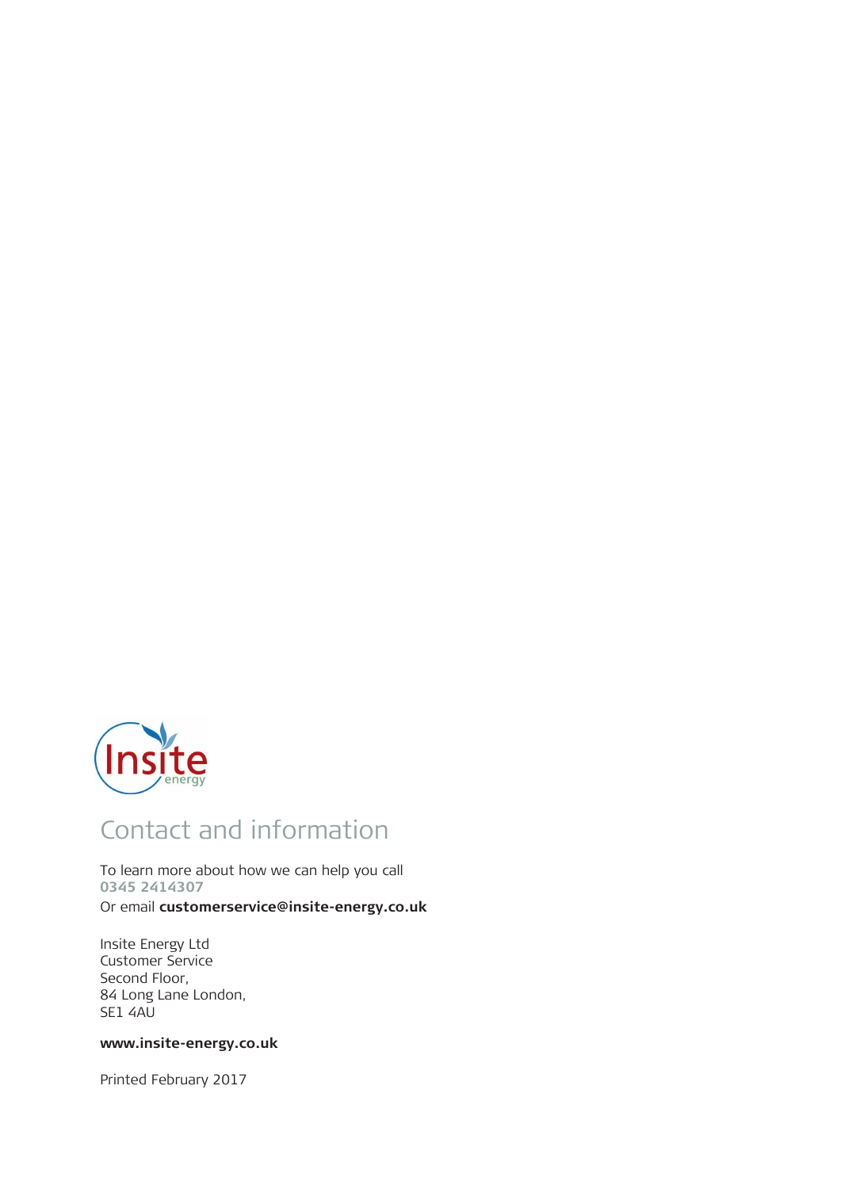Insite energy

# Contact and information

To learn more about how we can help you call
**0345 2414307**
Or email **customerservice@insite-energy.co.uk**

Insite Energy Ltd
Customer Service
Second Floor,
84 Long Lane London,
SE1 4AU

**www.insite-energy.co.uk**

Printed February 2017